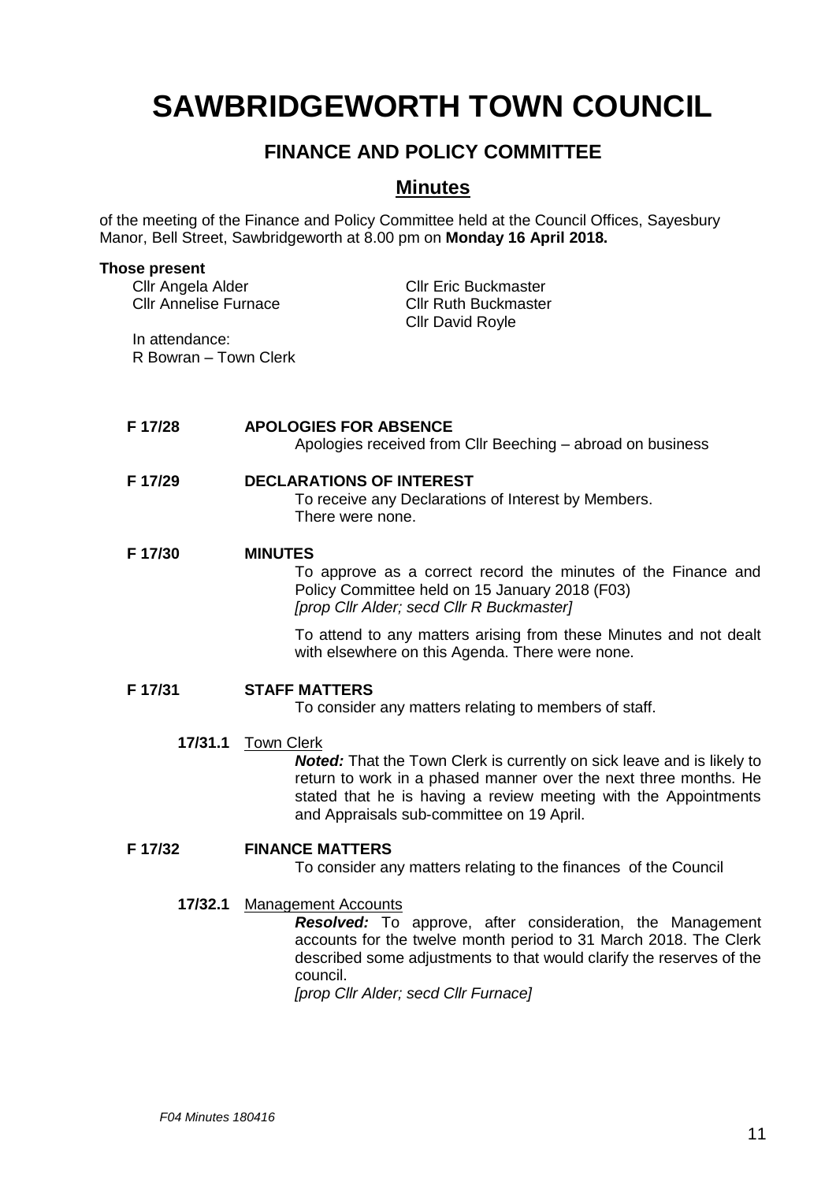# SAWBRIDGEWORTH TOWN COUNCIL

## FINANCE AND POLICY COMMITTEE

### Minutes

of the meeting of the Finance and Policy Committee held at the Council Offices, Sayesbury Manor, Bell Street, Sawbridgeworth at 8.00 pm on **Monday 16 April 2018.**

**Those present**

Cllr Angela Alder
Cllr Annelise Furnace
Cllr Eric Buckmaster
Cllr Ruth Buckmaster
Cllr David Royle

In attendance:
R Bowran – Town Clerk

**F 17/28 APOLOGIES FOR ABSENCE**

Apologies received from Cllr Beeching – abroad on business

**F 17/29 DECLARATIONS OF INTEREST**

To receive any Declarations of Interest by Members.
There were none.

**F 17/30 MINUTES**

To approve as a correct record the minutes of the Finance and Policy Committee held on 15 January 2018 (F03)
*[prop Cllr Alder; secd Cllr R Buckmaster]*

To attend to any matters arising from these Minutes and not dealt with elsewhere on this Agenda. There were none.

**F 17/31 STAFF MATTERS**

To consider any matters relating to members of staff.

**17/31.1** Town Clerk

***Noted:*** That the Town Clerk is currently on sick leave and is likely to return to work in a phased manner over the next three months. He stated that he is having a review meeting with the Appointments and Appraisals sub-committee on 19 April.

**F 17/32 FINANCE MATTERS**

To consider any matters relating to the finances of the Council

**17/32.1** Management Accounts

***Resolved:*** To approve, after consideration, the Management accounts for the twelve month period to 31 March 2018. The Clerk described some adjustments to that would clarify the reserves of the council.
*[prop Cllr Alder; secd Cllr Furnace]*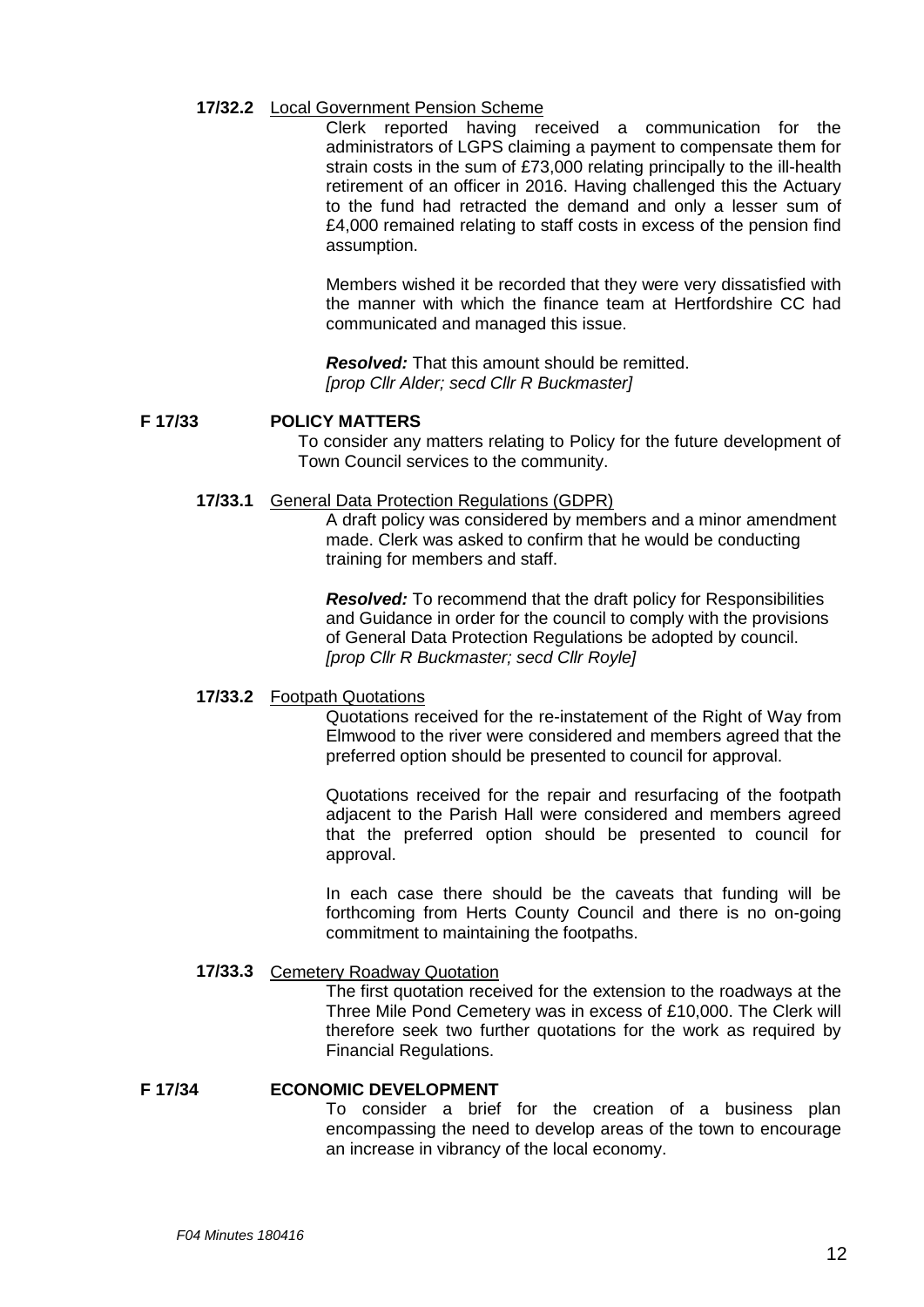**17/32.2** Local Government Pension Scheme

Clerk reported having received a communication for the administrators of LGPS claiming a payment to compensate them for strain costs in the sum of £73,000 relating principally to the ill-health retirement of an officer in 2016. Having challenged this the Actuary to the fund had retracted the demand and only a lesser sum of £4,000 remained relating to staff costs in excess of the pension find assumption.

Members wished it be recorded that they were very dissatisfied with the manner with which the finance team at Hertfordshire CC had communicated and managed this issue.

***Resolved:*** That this amount should be remitted.
*[prop Cllr Alder; secd Cllr R Buckmaster]*

## F 17/33 POLICY MATTERS

To consider any matters relating to Policy for the future development of Town Council services to the community.

**17/33.1** General Data Protection Regulations (GDPR)

A draft policy was considered by members and a minor amendment made. Clerk was asked to confirm that he would be conducting training for members and staff.

***Resolved:*** To recommend that the draft policy for Responsibilities and Guidance in order for the council to comply with the provisions of General Data Protection Regulations be adopted by council.
*[prop Cllr R Buckmaster; secd Cllr Royle]*

**17/33.2** Footpath Quotations

Quotations received for the re-instatement of the Right of Way from Elmwood to the river were considered and members agreed that the preferred option should be presented to council for approval.

Quotations received for the repair and resurfacing of the footpath adjacent to the Parish Hall were considered and members agreed that the preferred option should be presented to council for approval.

In each case there should be the caveats that funding will be forthcoming from Herts County Council and there is no on-going commitment to maintaining the footpaths.

**17/33.3** Cemetery Roadway Quotation

The first quotation received for the extension to the roadways at the Three Mile Pond Cemetery was in excess of £10,000. The Clerk will therefore seek two further quotations for the work as required by Financial Regulations.

## F 17/34 ECONOMIC DEVELOPMENT

To consider a brief for the creation of a business plan encompassing the need to develop areas of the town to encourage an increase in vibrancy of the local economy.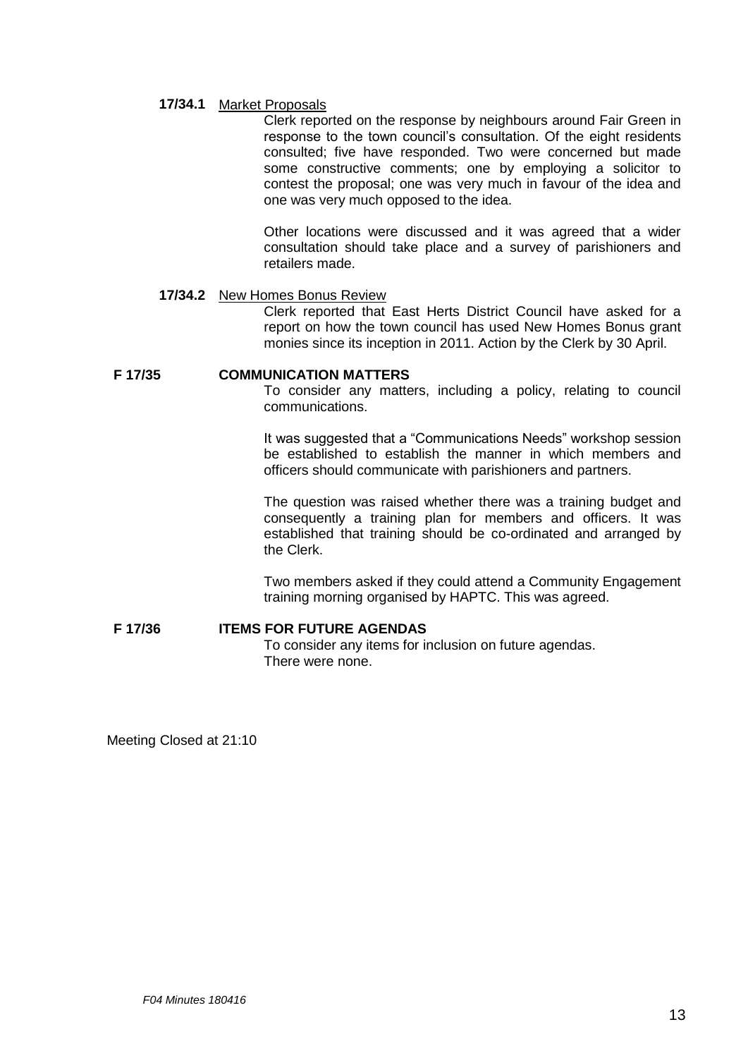**17/34.1** Market Proposals

Clerk reported on the response by neighbours around Fair Green in response to the town council's consultation. Of the eight residents consulted; five have responded. Two were concerned but made some constructive comments; one by employing a solicitor to contest the proposal; one was very much in favour of the idea and one was very much opposed to the idea.

Other locations were discussed and it was agreed that a wider consultation should take place and a survey of parishioners and retailers made.

**17/34.2** New Homes Bonus Review

Clerk reported that East Herts District Council have asked for a report on how the town council has used New Homes Bonus grant monies since its inception in 2011. Action by the Clerk by 30 April.

**F 17/35 COMMUNICATION MATTERS**

To consider any matters, including a policy, relating to council communications.

It was suggested that a "Communications Needs" workshop session be established to establish the manner in which members and officers should communicate with parishioners and partners.

The question was raised whether there was a training budget and consequently a training plan for members and officers. It was established that training should be co-ordinated and arranged by the Clerk.

Two members asked if they could attend a Community Engagement training morning organised by HAPTC. This was agreed.

**F 17/36 ITEMS FOR FUTURE AGENDAS**

To consider any items for inclusion on future agendas.
There were none.

Meeting Closed at 21:10